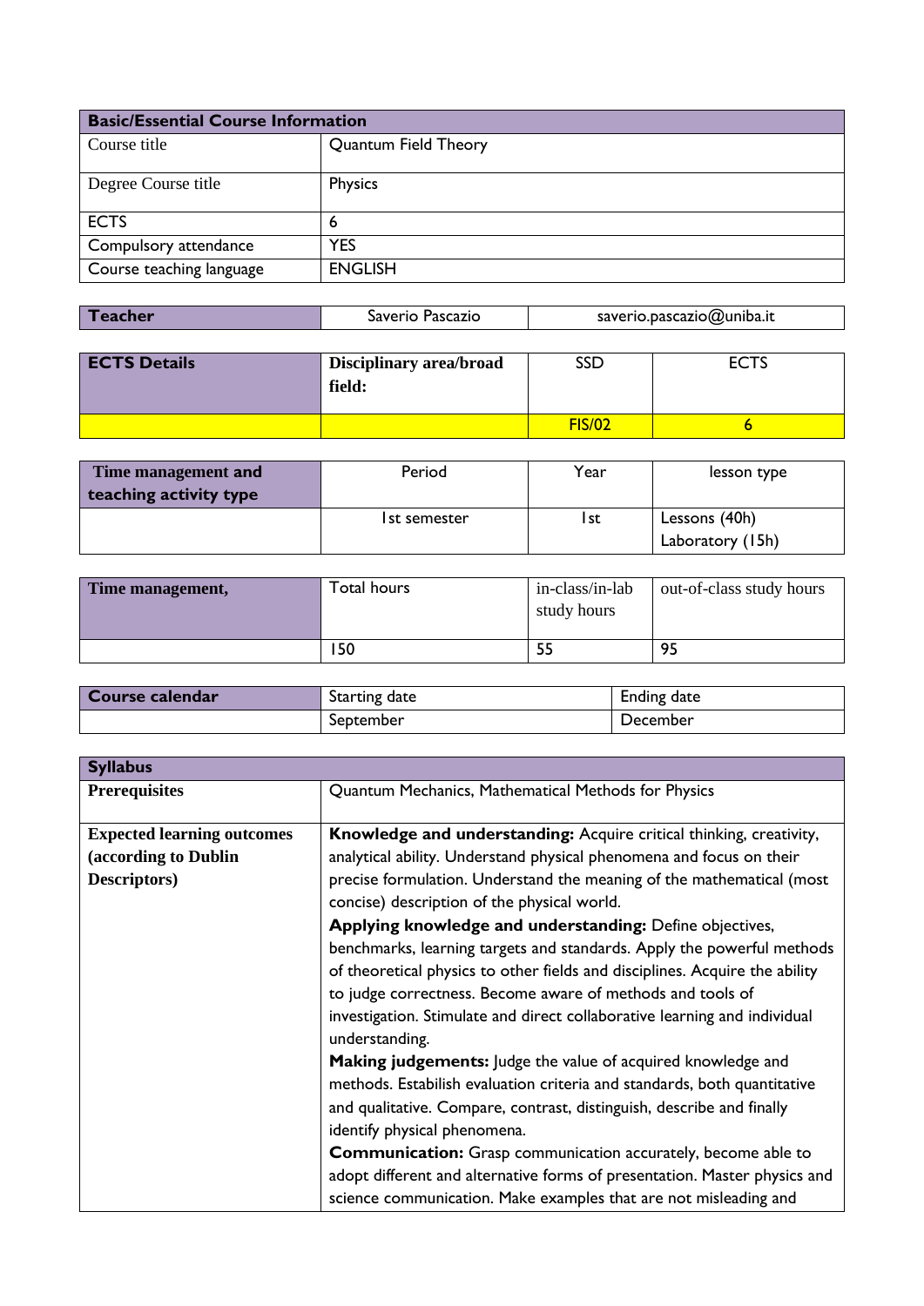| Basic/Essential Course Information | |
|---|---|
| Course title | Quantum Field Theory |
| Degree Course title | Physics |
| ECTS | 6 |
| Compulsory attendance | YES |
| Course teaching language | ENGLISH |

| Teacher | Saverio Pascazio | saverio.pascazio@uniba.it |
|---|---|---|

| ECTS Details | Disciplinary area/broad field: | SSD | ECTS |
|---|---|---|---|
| | | FIS/02 | 6 |

| Time management and teaching activity type | Period | Year | lesson type |
|---|---|---|---|
| | 1st semester | 1st | Lessons (40h)<br>Laboratory (15h) |

| Time management, | Total hours | in-class/in-lab study hours | out-of-class study hours |
|---|---|---|---|
| | 150 | 55 | 95 |

| Course calendar | Starting date | Ending date |
|---|---|---|
| | September | December |

| Syllabus | |
|---|---|
| **Prerequisites** | Quantum Mechanics, Mathematical Methods for Physics |
| **Expected learning outcomes (according to Dublin Descriptors)** | **Knowledge and understanding:** Acquire critical thinking, creativity, analytical ability. Understand physical phenomena and focus on their precise formulation. Understand the meaning of the mathematical (most concise) description of the physical world.<br>**Applying knowledge and understanding:** Define objectives, benchmarks, learning targets and standards. Apply the powerful methods of theoretical physics to other fields and disciplines. Acquire the ability to judge correctness. Become aware of methods and tools of investigation. Stimulate and direct collaborative learning and individual understanding.<br>**Making judgements:** Judge the value of acquired knowledge and methods. Estabilish evaluation criteria and standards, both quantitative and qualitative. Compare, contrast, distinguish, describe and finally identify physical phenomena.<br>**Communication:** Grasp communication accurately, become able to adopt different and alternative forms of presentation. Master physics and science communication. Make examples that are not misleading and |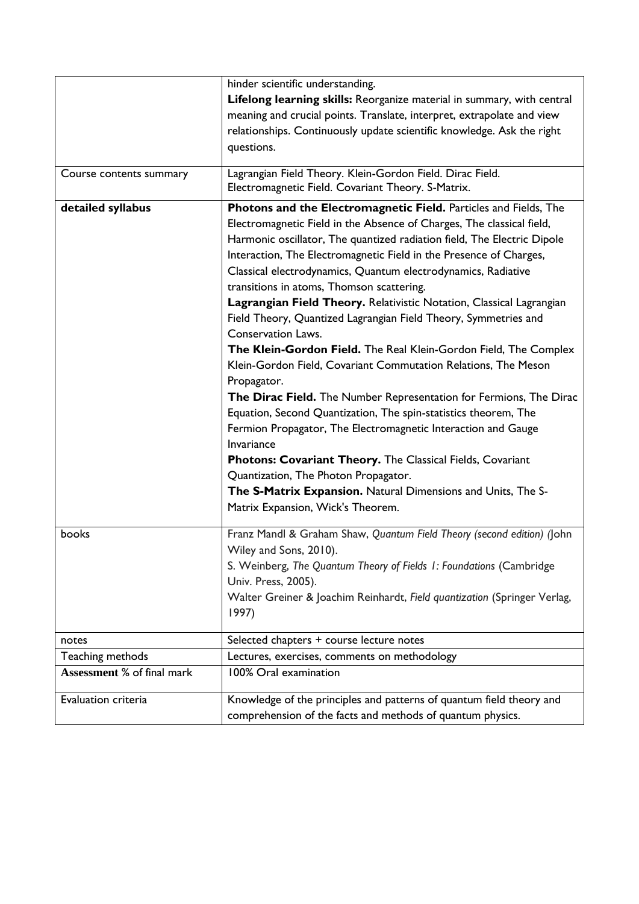| | |
|---|---|
| | hinder scientific understanding.<br>**Lifelong learning skills:** Reorganize material in summary, with central meaning and crucial points. Translate, interpret, extrapolate and view relationships. Continuously update scientific knowledge. Ask the right questions. |
| Course contents summary | Lagrangian Field Theory. Klein-Gordon Field. Dirac Field. Electromagnetic Field. Covariant Theory. S-Matrix. |
| **detailed syllabus** | **Photons and the Electromagnetic Field.** Particles and Fields, The Electromagnetic Field in the Absence of Charges, The classical field, Harmonic oscillator, The quantized radiation field, The Electric Dipole Interaction, The Electromagnetic Field in the Presence of Charges, Classical electrodynamics, Quantum electrodynamics, Radiative transitions in atoms, Thomson scattering.<br>**Lagrangian Field Theory.** Relativistic Notation, Classical Lagrangian Field Theory, Quantized Lagrangian Field Theory, Symmetries and Conservation Laws.<br>**The Klein-Gordon Field.** The Real Klein-Gordon Field, The Complex Klein-Gordon Field, Covariant Commutation Relations, The Meson Propagator.<br>**The Dirac Field.** The Number Representation for Fermions, The Dirac Equation, Second Quantization, The spin-statistics theorem, The Fermion Propagator, The Electromagnetic Interaction and Gauge Invariance<br>**Photons: Covariant Theory.** The Classical Fields, Covariant Quantization, The Photon Propagator.<br>**The S-Matrix Expansion.** Natural Dimensions and Units, The S-Matrix Expansion, Wick's Theorem. |
| books | Franz Mandl & Graham Shaw, *Quantum Field Theory (second edition)* (John Wiley and Sons, 2010).<br>S. Weinberg, *The Quantum Theory of Fields 1: Foundations* (Cambridge Univ. Press, 2005).<br>Walter Greiner & Joachim Reinhardt, *Field quantization* (Springer Verlag, 1997) |
| notes | Selected chapters + course lecture notes |
| Teaching methods | Lectures, exercises, comments on methodology |
| **Assessment** % of final mark | 100% Oral examination |
| Evaluation criteria | Knowledge of the principles and patterns of quantum field theory and comprehension of the facts and methods of quantum physics. |